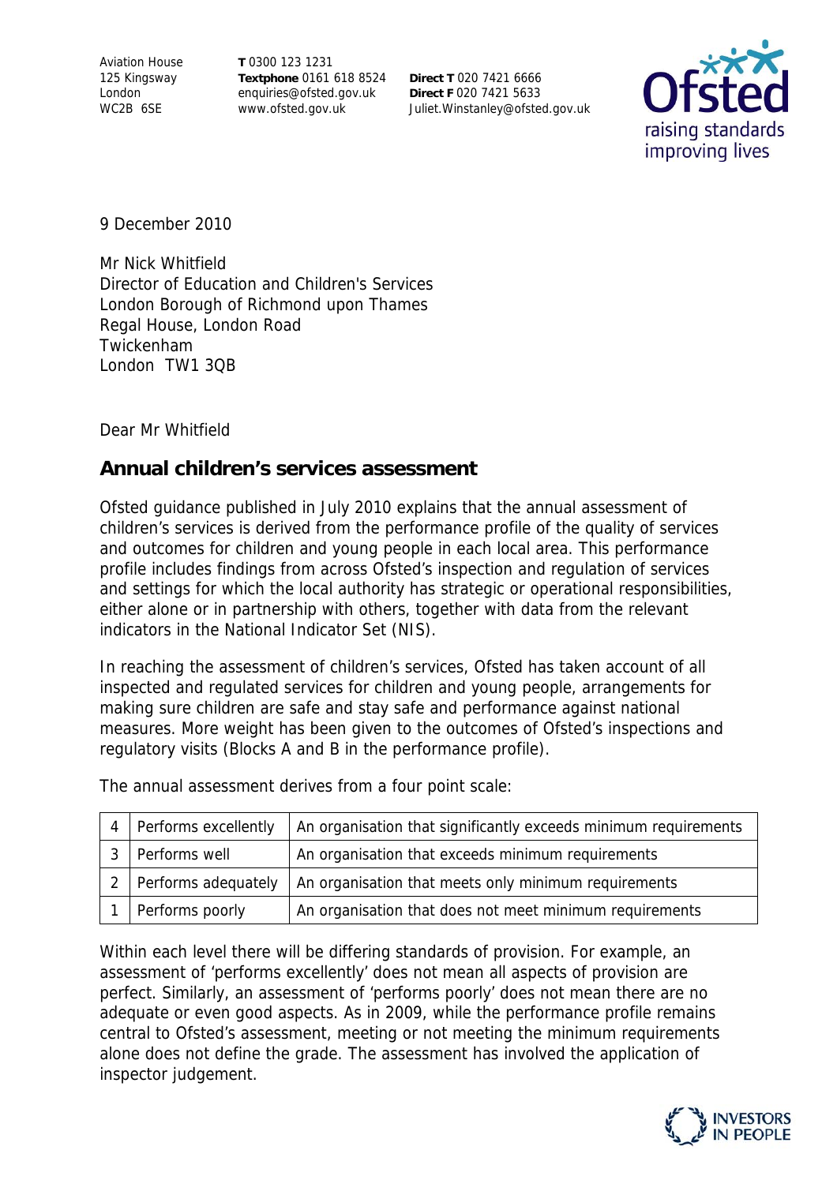Aviation House
125 Kingsway
London
WC2B 6SE

**T** 0300 123 1231
**Textphone** 0161 618 8524
enquiries@ofsted.gov.uk
www.ofsted.gov.uk

**Direct T** 020 7421 6666
**Direct F** 020 7421 5633
Juliet.Winstanley@ofsted.gov.uk

9 December 2010

Mr Nick Whitfield
Director of Education and Children's Services
London Borough of Richmond upon Thames
Regal House, London Road
Twickenham
London TW1 3QB

Dear Mr Whitfield

## Annual children's services assessment

Ofsted guidance published in July 2010 explains that the annual assessment of children's services is derived from the performance profile of the quality of services and outcomes for children and young people in each local area. This performance profile includes findings from across Ofsted's inspection and regulation of services and settings for which the local authority has strategic or operational responsibilities, either alone or in partnership with others, together with data from the relevant indicators in the National Indicator Set (NIS).

In reaching the assessment of children's services, Ofsted has taken account of all inspected and regulated services for children and young people, arrangements for making sure children are safe and stay safe and performance against national measures. More weight has been given to the outcomes of Ofsted's inspections and regulatory visits (Blocks A and B in the performance profile).

The annual assessment derives from a four point scale:

| | | |
|---|---|---|
| 4 | Performs excellently | An organisation that significantly exceeds minimum requirements |
| 3 | Performs well | An organisation that exceeds minimum requirements |
| 2 | Performs adequately | An organisation that meets only minimum requirements |
| 1 | Performs poorly | An organisation that does not meet minimum requirements |

Within each level there will be differing standards of provision. For example, an assessment of 'performs excellently' does not mean all aspects of provision are perfect. Similarly, an assessment of 'performs poorly' does not mean there are no adequate or even good aspects. As in 2009, while the performance profile remains central to Ofsted's assessment, meeting or not meeting the minimum requirements alone does not define the grade. The assessment has involved the application of inspector judgement.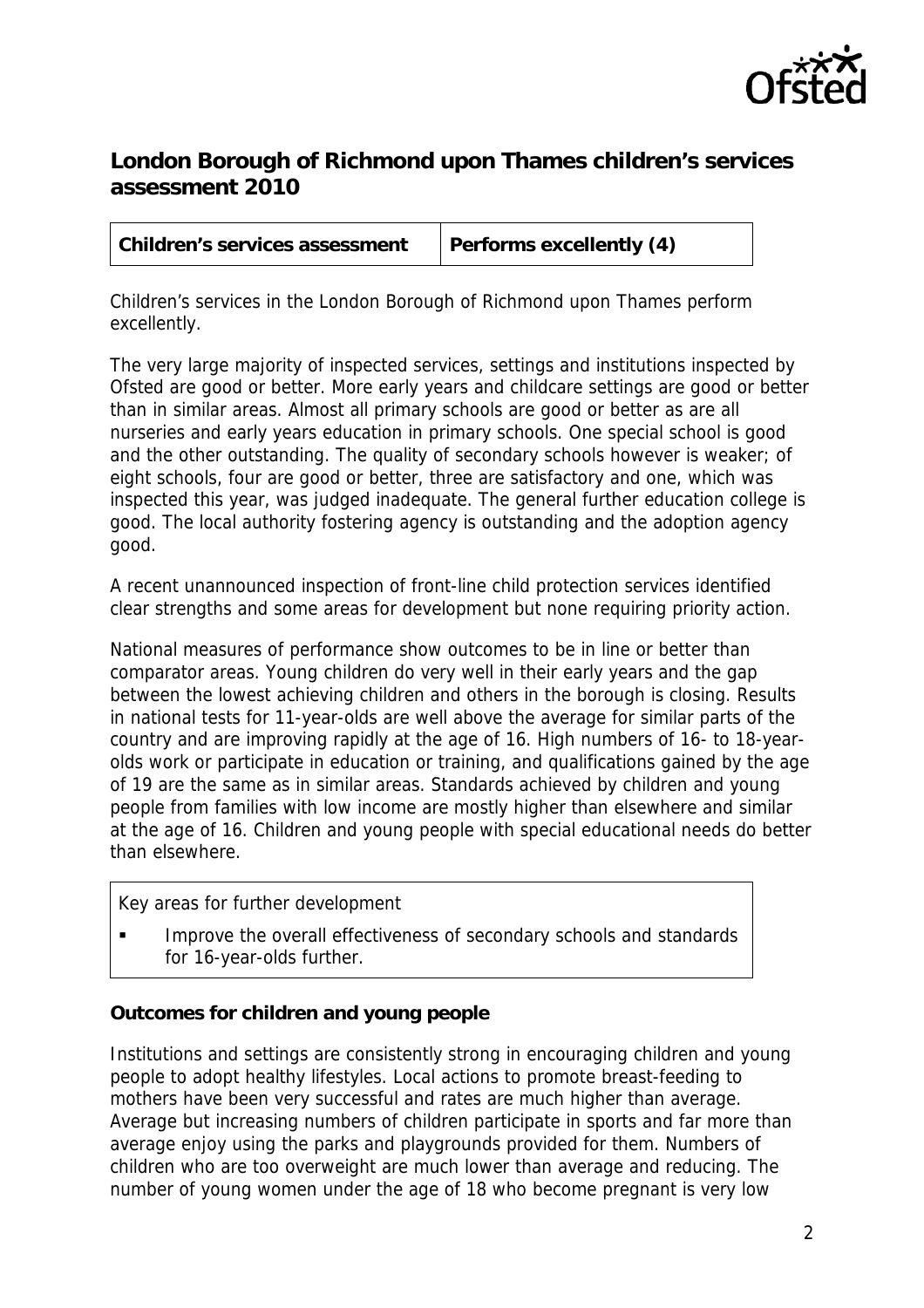## London Borough of Richmond upon Thames children's services assessment 2010

| Children's services assessment | Performs excellently (4) |
|---|---|

Children's services in the London Borough of Richmond upon Thames perform excellently.

The very large majority of inspected services, settings and institutions inspected by Ofsted are good or better. More early years and childcare settings are good or better than in similar areas. Almost all primary schools are good or better as are all nurseries and early years education in primary schools. One special school is good and the other outstanding. The quality of secondary schools however is weaker; of eight schools, four are good or better, three are satisfactory and one, which was inspected this year, was judged inadequate. The general further education college is good. The local authority fostering agency is outstanding and the adoption agency good.

A recent unannounced inspection of front-line child protection services identified clear strengths and some areas for development but none requiring priority action.

National measures of performance show outcomes to be in line or better than comparator areas. Young children do very well in their early years and the gap between the lowest achieving children and others in the borough is closing. Results in national tests for 11-year-olds are well above the average for similar parts of the country and are improving rapidly at the age of 16. High numbers of 16- to 18-year-olds work or participate in education or training, and qualifications gained by the age of 19 are the same as in similar areas. Standards achieved by children and young people from families with low income are mostly higher than elsewhere and similar at the age of 16. Children and young people with special educational needs do better than elsewhere.

Key areas for further development

- Improve the overall effectiveness of secondary schools and standards for 16-year-olds further.

**Outcomes for children and young people**

Institutions and settings are consistently strong in encouraging children and young people to adopt healthy lifestyles. Local actions to promote breast-feeding to mothers have been very successful and rates are much higher than average. Average but increasing numbers of children participate in sports and far more than average enjoy using the parks and playgrounds provided for them. Numbers of children who are too overweight are much lower than average and reducing. The number of young women under the age of 18 who become pregnant is very low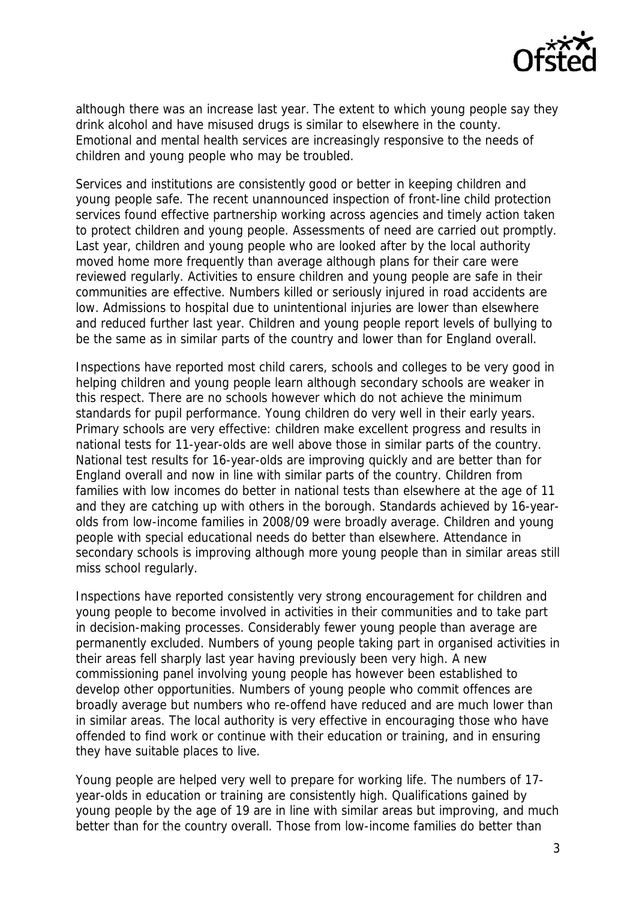although there was an increase last year. The extent to which young people say they drink alcohol and have misused drugs is similar to elsewhere in the county. Emotional and mental health services are increasingly responsive to the needs of children and young people who may be troubled.

Services and institutions are consistently good or better in keeping children and young people safe. The recent unannounced inspection of front-line child protection services found effective partnership working across agencies and timely action taken to protect children and young people. Assessments of need are carried out promptly. Last year, children and young people who are looked after by the local authority moved home more frequently than average although plans for their care were reviewed regularly. Activities to ensure children and young people are safe in their communities are effective. Numbers killed or seriously injured in road accidents are low. Admissions to hospital due to unintentional injuries are lower than elsewhere and reduced further last year. Children and young people report levels of bullying to be the same as in similar parts of the country and lower than for England overall.

Inspections have reported most child carers, schools and colleges to be very good in helping children and young people learn although secondary schools are weaker in this respect. There are no schools however which do not achieve the minimum standards for pupil performance. Young children do very well in their early years. Primary schools are very effective: children make excellent progress and results in national tests for 11-year-olds are well above those in similar parts of the country. National test results for 16-year-olds are improving quickly and are better than for England overall and now in line with similar parts of the country. Children from families with low incomes do better in national tests than elsewhere at the age of 11 and they are catching up with others in the borough. Standards achieved by 16-year-olds from low-income families in 2008/09 were broadly average. Children and young people with special educational needs do better than elsewhere. Attendance in secondary schools is improving although more young people than in similar areas still miss school regularly.

Inspections have reported consistently very strong encouragement for children and young people to become involved in activities in their communities and to take part in decision-making processes. Considerably fewer young people than average are permanently excluded. Numbers of young people taking part in organised activities in their areas fell sharply last year having previously been very high. A new commissioning panel involving young people has however been established to develop other opportunities. Numbers of young people who commit offences are broadly average but numbers who re-offend have reduced and are much lower than in similar areas. The local authority is very effective in encouraging those who have offended to find work or continue with their education or training, and in ensuring they have suitable places to live.

Young people are helped very well to prepare for working life. The numbers of 17-year-olds in education or training are consistently high. Qualifications gained by young people by the age of 19 are in line with similar areas but improving, and much better than for the country overall. Those from low-income families do better than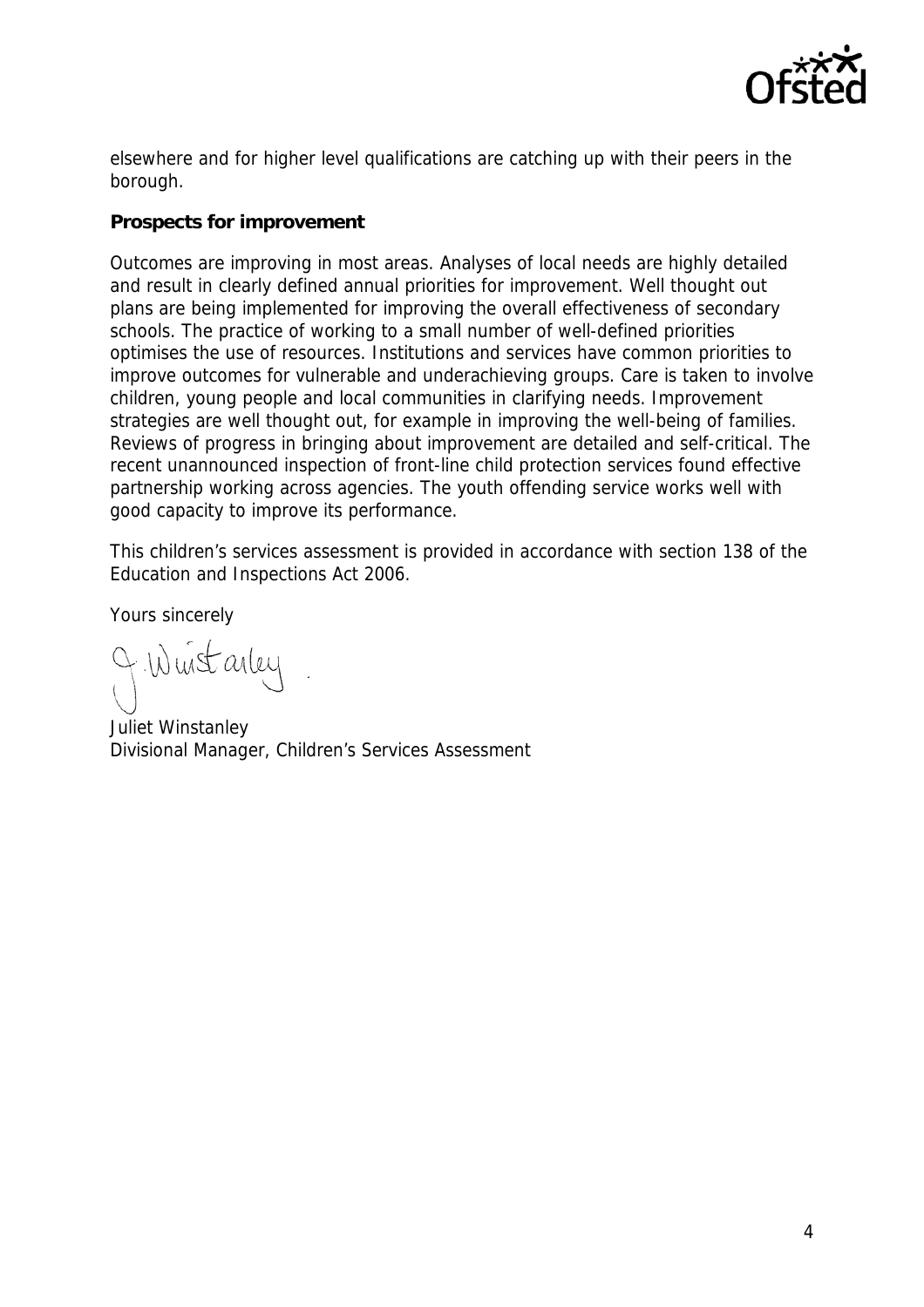elsewhere and for higher level qualifications are catching up with their peers in the borough.

**Prospects for improvement**

Outcomes are improving in most areas. Analyses of local needs are highly detailed and result in clearly defined annual priorities for improvement. Well thought out plans are being implemented for improving the overall effectiveness of secondary schools. The practice of working to a small number of well-defined priorities optimises the use of resources. Institutions and services have common priorities to improve outcomes for vulnerable and underachieving groups. Care is taken to involve children, young people and local communities in clarifying needs. Improvement strategies are well thought out, for example in improving the well-being of families. Reviews of progress in bringing about improvement are detailed and self-critical. The recent unannounced inspection of front-line child protection services found effective partnership working across agencies. The youth offending service works well with good capacity to improve its performance.

This children's services assessment is provided in accordance with section 138 of the Education and Inspections Act 2006.

Yours sincerely

J. Winstanley

Juliet Winstanley
Divisional Manager, Children's Services Assessment